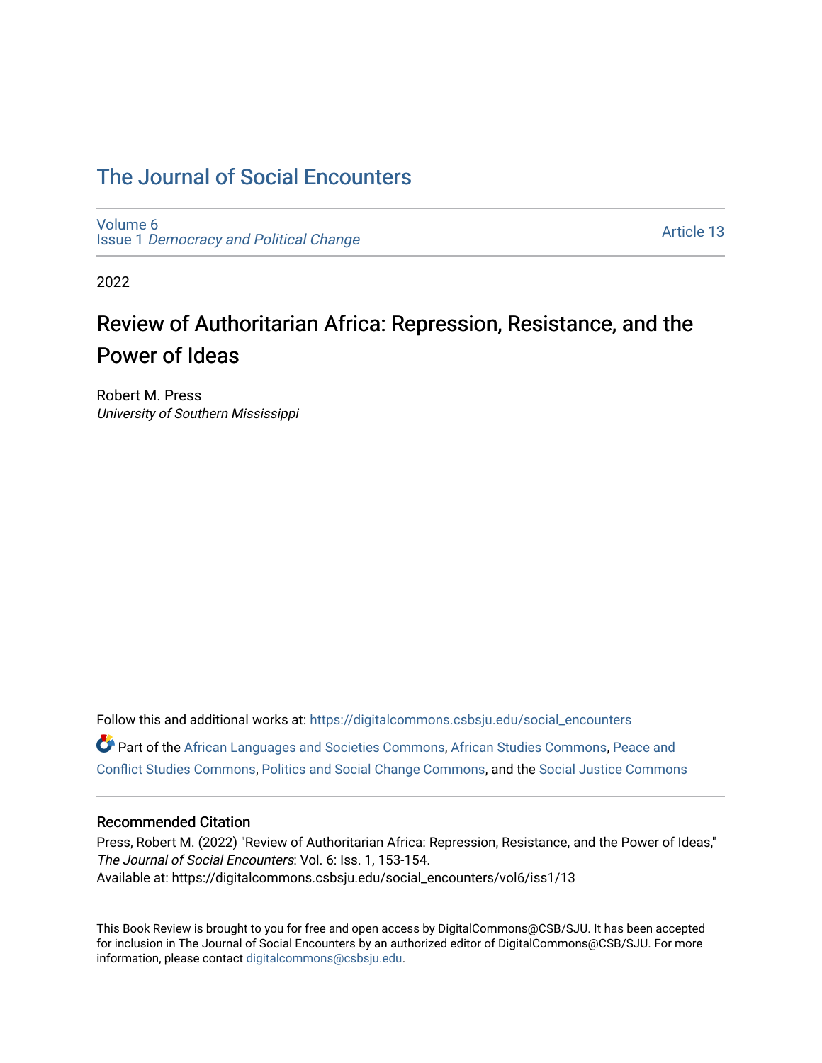# The Journal of Social Encounters

Volume 6
Issue 1 *Democracy and Political Change*

Article 13

2022

## Review of Authoritarian Africa: Repression, Resistance, and the Power of Ideas

Robert M. Press
*University of Southern Mississippi*

Follow this and additional works at: https://digitalcommons.csbsju.edu/social_encounters

Part of the African Languages and Societies Commons, African Studies Commons, Peace and Conflict Studies Commons, Politics and Social Change Commons, and the Social Justice Commons

### Recommended Citation

Press, Robert M. (2022) "Review of Authoritarian Africa: Repression, Resistance, and the Power of Ideas," *The Journal of Social Encounters*: Vol. 6: Iss. 1, 153-154.
Available at: https://digitalcommons.csbsju.edu/social_encounters/vol6/iss1/13

This Book Review is brought to you for free and open access by DigitalCommons@CSB/SJU. It has been accepted for inclusion in The Journal of Social Encounters by an authorized editor of DigitalCommons@CSB/SJU. For more information, please contact digitalcommons@csbsju.edu.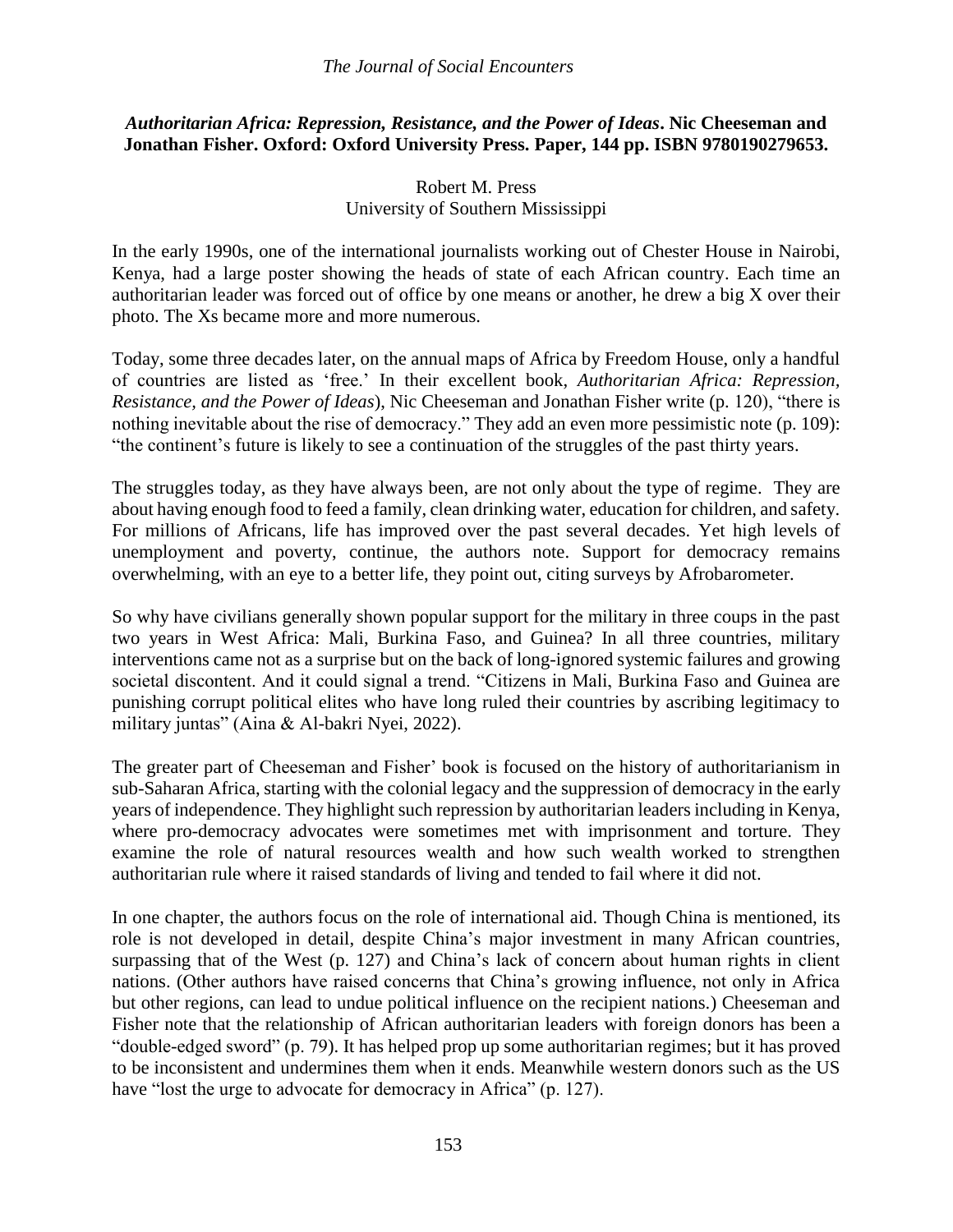***Authoritarian Africa: Repression, Resistance, and the Power of Ideas*. Nic Cheeseman and Jonathan Fisher. Oxford: Oxford University Press. Paper, 144 pp. ISBN 9780190279653.**

Robert M. Press
University of Southern Mississippi

In the early 1990s, one of the international journalists working out of Chester House in Nairobi, Kenya, had a large poster showing the heads of state of each African country. Each time an authoritarian leader was forced out of office by one means or another, he drew a big X over their photo. The Xs became more and more numerous.

Today, some three decades later, on the annual maps of Africa by Freedom House, only a handful of countries are listed as 'free.' In their excellent book, *Authoritarian Africa: Repression, Resistance, and the Power of Ideas*), Nic Cheeseman and Jonathan Fisher write (p. 120), "there is nothing inevitable about the rise of democracy." They add an even more pessimistic note (p. 109): "the continent's future is likely to see a continuation of the struggles of the past thirty years.

The struggles today, as they have always been, are not only about the type of regime. They are about having enough food to feed a family, clean drinking water, education for children, and safety. For millions of Africans, life has improved over the past several decades. Yet high levels of unemployment and poverty, continue, the authors note. Support for democracy remains overwhelming, with an eye to a better life, they point out, citing surveys by Afrobarometer.

So why have civilians generally shown popular support for the military in three coups in the past two years in West Africa: Mali, Burkina Faso, and Guinea? In all three countries, military interventions came not as a surprise but on the back of long-ignored systemic failures and growing societal discontent. And it could signal a trend. "Citizens in Mali, Burkina Faso and Guinea are punishing corrupt political elites who have long ruled their countries by ascribing legitimacy to military juntas" (Aina & Al-bakri Nyei, 2022).

The greater part of Cheeseman and Fisher' book is focused on the history of authoritarianism in sub-Saharan Africa, starting with the colonial legacy and the suppression of democracy in the early years of independence. They highlight such repression by authoritarian leaders including in Kenya, where pro-democracy advocates were sometimes met with imprisonment and torture. They examine the role of natural resources wealth and how such wealth worked to strengthen authoritarian rule where it raised standards of living and tended to fail where it did not.

In one chapter, the authors focus on the role of international aid. Though China is mentioned, its role is not developed in detail, despite China's major investment in many African countries, surpassing that of the West (p. 127) and China's lack of concern about human rights in client nations. (Other authors have raised concerns that China's growing influence, not only in Africa but other regions, can lead to undue political influence on the recipient nations.) Cheeseman and Fisher note that the relationship of African authoritarian leaders with foreign donors has been a "double-edged sword" (p. 79). It has helped prop up some authoritarian regimes; but it has proved to be inconsistent and undermines them when it ends. Meanwhile western donors such as the US have "lost the urge to advocate for democracy in Africa" (p. 127).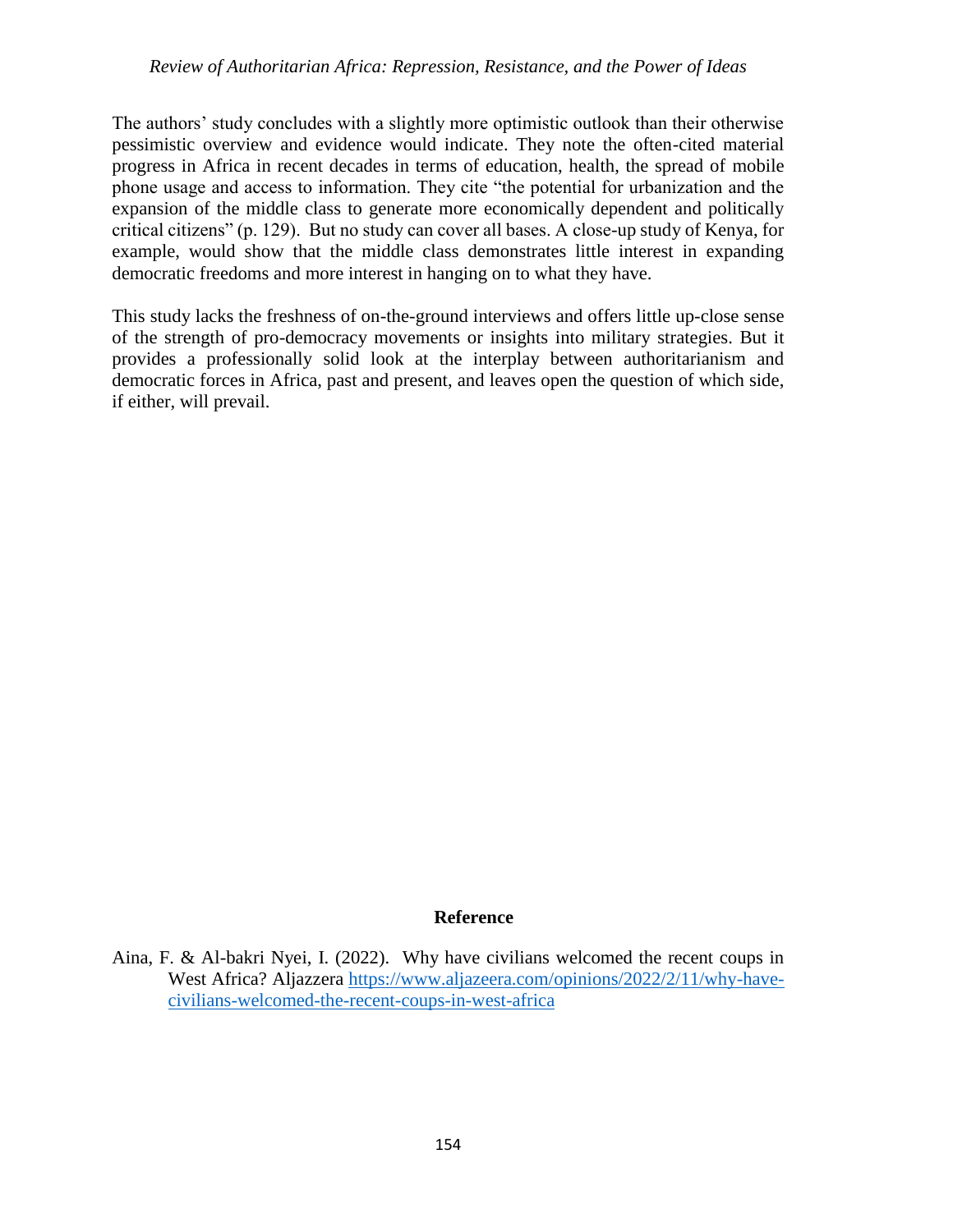The authors' study concludes with a slightly more optimistic outlook than their otherwise pessimistic overview and evidence would indicate. They note the often-cited material progress in Africa in recent decades in terms of education, health, the spread of mobile phone usage and access to information. They cite "the potential for urbanization and the expansion of the middle class to generate more economically dependent and politically critical citizens" (p. 129). But no study can cover all bases. A close-up study of Kenya, for example, would show that the middle class demonstrates little interest in expanding democratic freedoms and more interest in hanging on to what they have.

This study lacks the freshness of on-the-ground interviews and offers little up-close sense of the strength of pro-democracy movements or insights into military strategies. But it provides a professionally solid look at the interplay between authoritarianism and democratic forces in Africa, past and present, and leaves open the question of which side, if either, will prevail.

## Reference

Aina, F. & Al-bakri Nyei, I. (2022). Why have civilians welcomed the recent coups in West Africa? Aljazeera https://www.aljazeera.com/opinions/2022/2/11/why-have-civilians-welcomed-the-recent-coups-in-west-africa